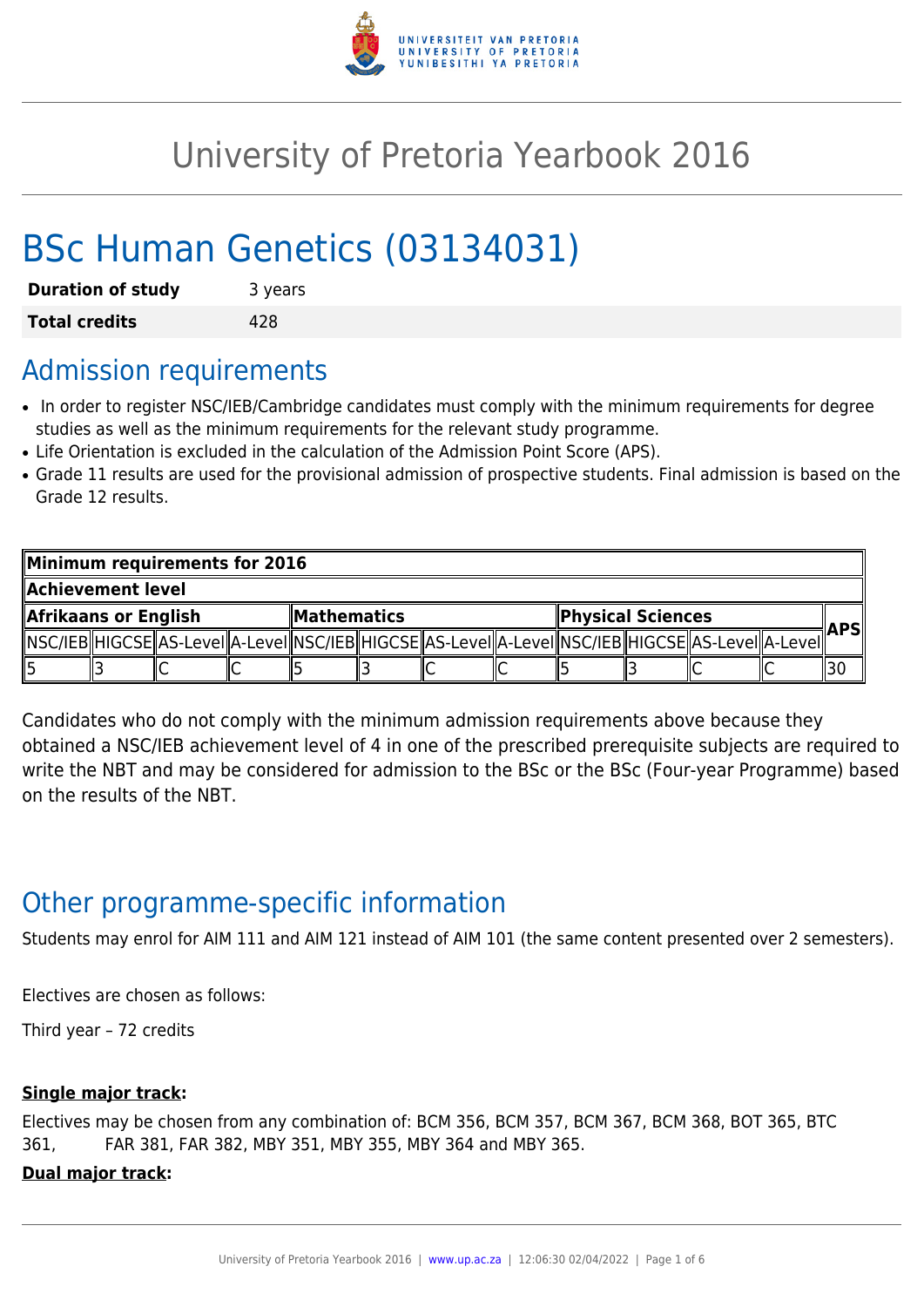# University of Pretoria Yearbook 2016

# BSc Human Genetics (03134031)

| | |
|---|---|
| **Duration of study** | 3 years |
| **Total credits** | 428 |

## Admission requirements

- In order to register NSC/IEB/Cambridge candidates must comply with the minimum requirements for degree studies as well as the minimum requirements for the relevant study programme.
- Life Orientation is excluded in the calculation of the Admission Point Score (APS).
- Grade 11 results are used for the provisional admission of prospective students. Final admission is based on the Grade 12 results.

| Minimum requirements for 2016 | | | | | | | | | | | | |
|---|---|---|---|---|---|---|---|---|---|---|---|---|
| **Achievement level** | | | | | | | | | | | | |
| **Afrikaans or English** | | | | **Mathematics** | | | | **Physical Sciences** | | | | **APS** |
| NSC/IEB | HIGCSE | AS-Level | A-Level | NSC/IEB | HIGCSE | AS-Level | A-Level | NSC/IEB | HIGCSE | AS-Level | A-Level | |
| 5 | 3 | C | C | 5 | 3 | C | C | 5 | 3 | C | C | 30 |

Candidates who do not comply with the minimum admission requirements above because they obtained a NSC/IEB achievement level of 4 in one of the prescribed prerequisite subjects are required to write the NBT and may be considered for admission to the BSc or the BSc (Four-year Programme) based on the results of the NBT.

## Other programme-specific information

Students may enrol for AIM 111 and AIM 121 instead of AIM 101 (the same content presented over 2 semesters).

Electives are chosen as follows:

Third year – 72 credits

**Single major track:**

Electives may be chosen from any combination of: BCM 356, BCM 357, BCM 367, BCM 368, BOT 365, BTC 361, FAR 381, FAR 382, MBY 351, MBY 355, MBY 364 and MBY 365.

**Dual major track:**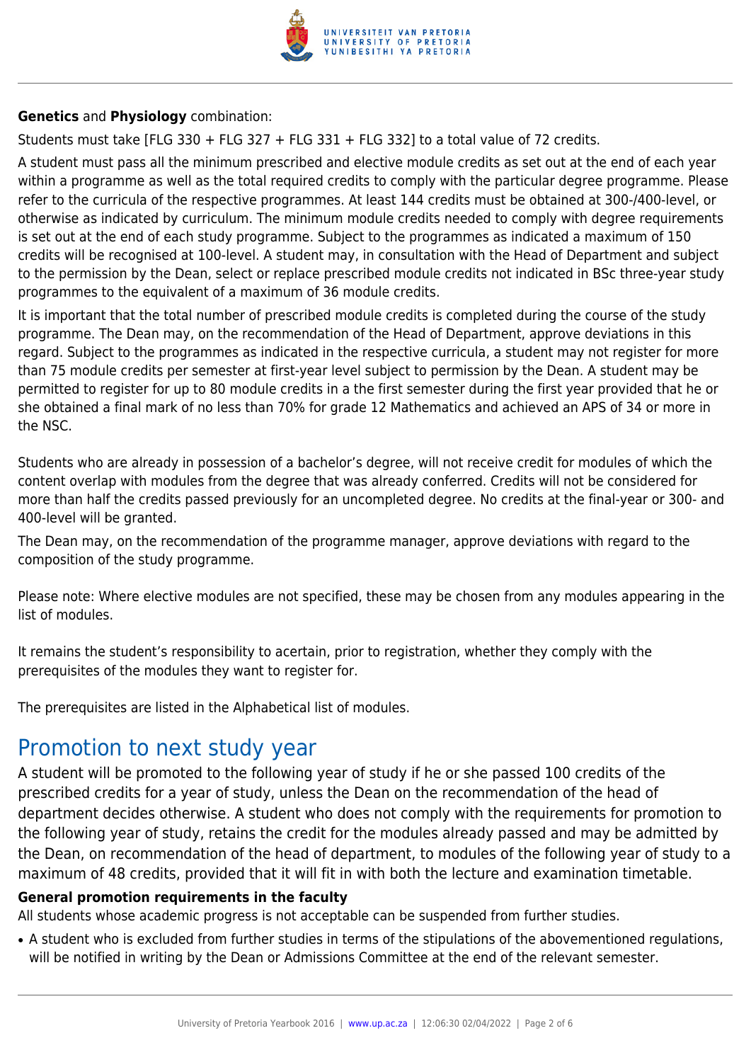**Genetics** and **Physiology** combination:

Students must take [FLG 330 + FLG 327 + FLG 331 + FLG 332] to a total value of 72 credits.

A student must pass all the minimum prescribed and elective module credits as set out at the end of each year within a programme as well as the total required credits to comply with the particular degree programme. Please refer to the curricula of the respective programmes. At least 144 credits must be obtained at 300-/400-level, or otherwise as indicated by curriculum. The minimum module credits needed to comply with degree requirements is set out at the end of each study programme. Subject to the programmes as indicated a maximum of 150 credits will be recognised at 100-level. A student may, in consultation with the Head of Department and subject to the permission by the Dean, select or replace prescribed module credits not indicated in BSc three-year study programmes to the equivalent of a maximum of 36 module credits.

It is important that the total number of prescribed module credits is completed during the course of the study programme. The Dean may, on the recommendation of the Head of Department, approve deviations in this regard. Subject to the programmes as indicated in the respective curricula, a student may not register for more than 75 module credits per semester at first-year level subject to permission by the Dean. A student may be permitted to register for up to 80 module credits in a the first semester during the first year provided that he or she obtained a final mark of no less than 70% for grade 12 Mathematics and achieved an APS of 34 or more in the NSC.

Students who are already in possession of a bachelor's degree, will not receive credit for modules of which the content overlap with modules from the degree that was already conferred. Credits will not be considered for more than half the credits passed previously for an uncompleted degree. No credits at the final-year or 300- and 400-level will be granted.

The Dean may, on the recommendation of the programme manager, approve deviations with regard to the composition of the study programme.

Please note: Where elective modules are not specified, these may be chosen from any modules appearing in the list of modules.

It remains the student's responsibility to acertain, prior to registration, whether they comply with the prerequisites of the modules they want to register for.

The prerequisites are listed in the Alphabetical list of modules.

# Promotion to next study year

A student will be promoted to the following year of study if he or she passed 100 credits of the prescribed credits for a year of study, unless the Dean on the recommendation of the head of department decides otherwise. A student who does not comply with the requirements for promotion to the following year of study, retains the credit for the modules already passed and may be admitted by the Dean, on recommendation of the head of department, to modules of the following year of study to a maximum of 48 credits, provided that it will fit in with both the lecture and examination timetable.

**General promotion requirements in the faculty**

All students whose academic progress is not acceptable can be suspended from further studies.

- A student who is excluded from further studies in terms of the stipulations of the abovementioned regulations, will be notified in writing by the Dean or Admissions Committee at the end of the relevant semester.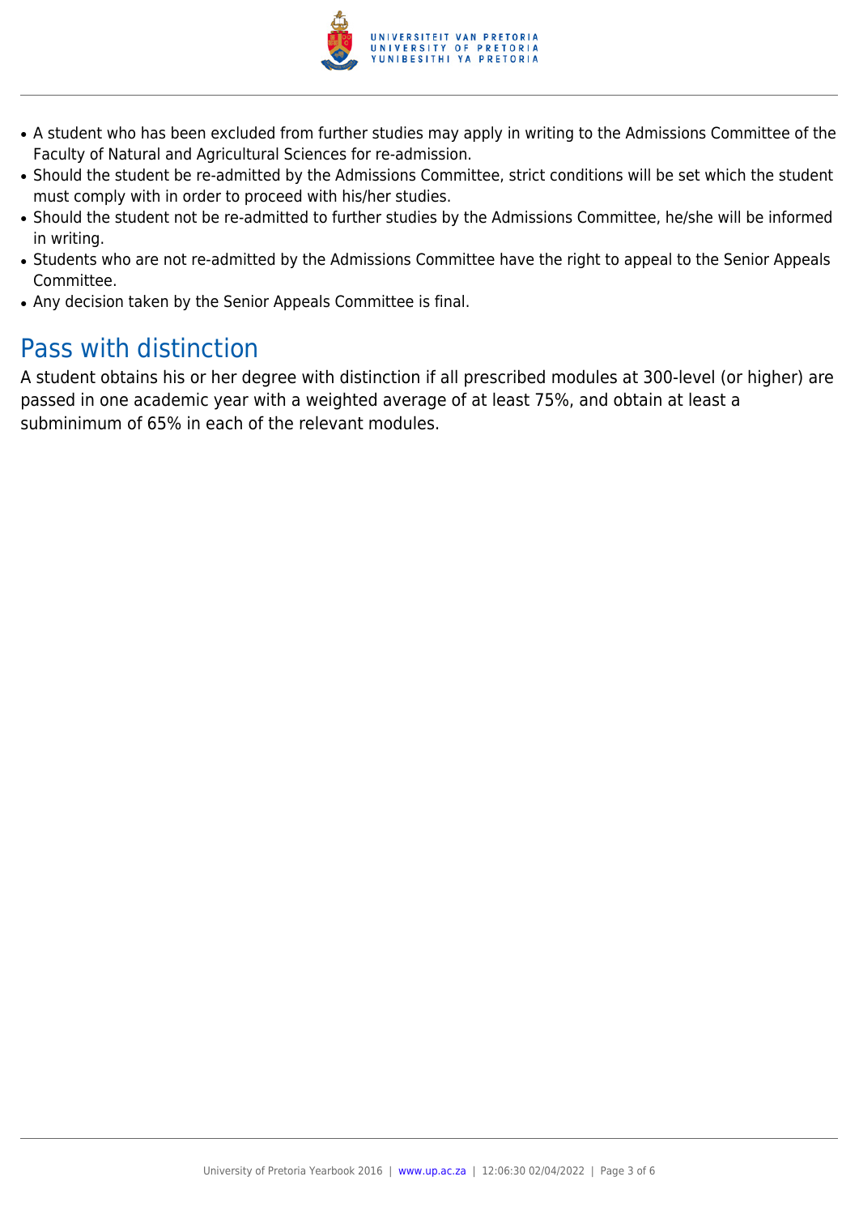- A student who has been excluded from further studies may apply in writing to the Admissions Committee of the Faculty of Natural and Agricultural Sciences for re-admission.
- Should the student be re-admitted by the Admissions Committee, strict conditions will be set which the student must comply with in order to proceed with his/her studies.
- Should the student not be re-admitted to further studies by the Admissions Committee, he/she will be informed in writing.
- Students who are not re-admitted by the Admissions Committee have the right to appeal to the Senior Appeals Committee.
- Any decision taken by the Senior Appeals Committee is final.

## Pass with distinction

A student obtains his or her degree with distinction if all prescribed modules at 300-level (or higher) are passed in one academic year with a weighted average of at least 75%, and obtain at least a subminimum of 65% in each of the relevant modules.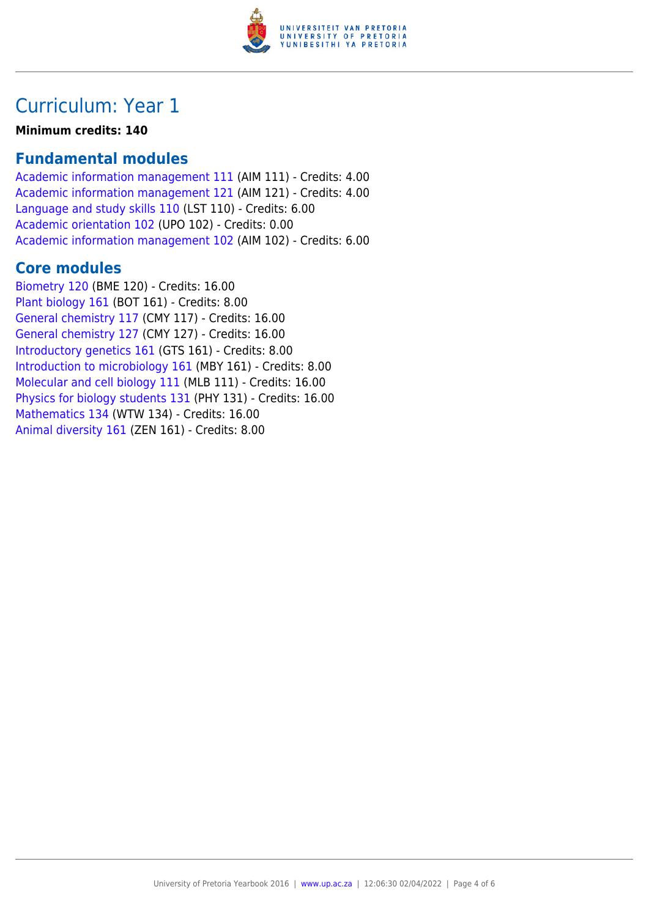# Curriculum: Year 1

**Minimum credits: 140**

## Fundamental modules

Academic information management 111 (AIM 111) - Credits: 4.00
Academic information management 121 (AIM 121) - Credits: 4.00
Language and study skills 110 (LST 110) - Credits: 6.00
Academic orientation 102 (UPO 102) - Credits: 0.00
Academic information management 102 (AIM 102) - Credits: 6.00

## Core modules

Biometry 120 (BME 120) - Credits: 16.00
Plant biology 161 (BOT 161) - Credits: 8.00
General chemistry 117 (CMY 117) - Credits: 16.00
General chemistry 127 (CMY 127) - Credits: 16.00
Introductory genetics 161 (GTS 161) - Credits: 8.00
Introduction to microbiology 161 (MBY 161) - Credits: 8.00
Molecular and cell biology 111 (MLB 111) - Credits: 16.00
Physics for biology students 131 (PHY 131) - Credits: 16.00
Mathematics 134 (WTW 134) - Credits: 16.00
Animal diversity 161 (ZEN 161) - Credits: 8.00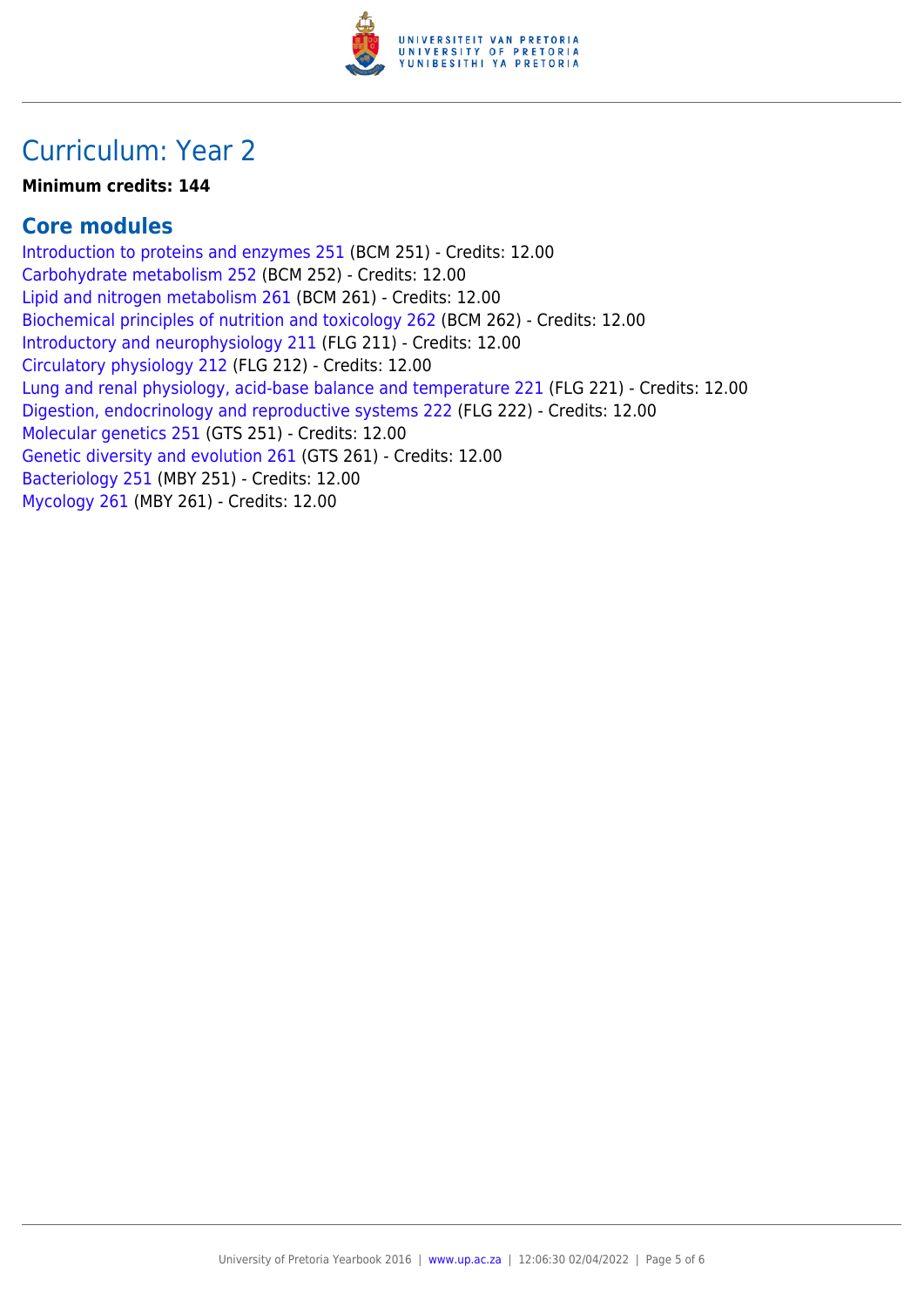# Curriculum: Year 2

**Minimum credits: 144**

## Core modules

Introduction to proteins and enzymes 251 (BCM 251) - Credits: 12.00
Carbohydrate metabolism 252 (BCM 252) - Credits: 12.00
Lipid and nitrogen metabolism 261 (BCM 261) - Credits: 12.00
Biochemical principles of nutrition and toxicology 262 (BCM 262) - Credits: 12.00
Introductory and neurophysiology 211 (FLG 211) - Credits: 12.00
Circulatory physiology 212 (FLG 212) - Credits: 12.00
Lung and renal physiology, acid-base balance and temperature 221 (FLG 221) - Credits: 12.00
Digestion, endocrinology and reproductive systems 222 (FLG 222) - Credits: 12.00
Molecular genetics 251 (GTS 251) - Credits: 12.00
Genetic diversity and evolution 261 (GTS 261) - Credits: 12.00
Bacteriology 251 (MBY 251) - Credits: 12.00
Mycology 261 (MBY 261) - Credits: 12.00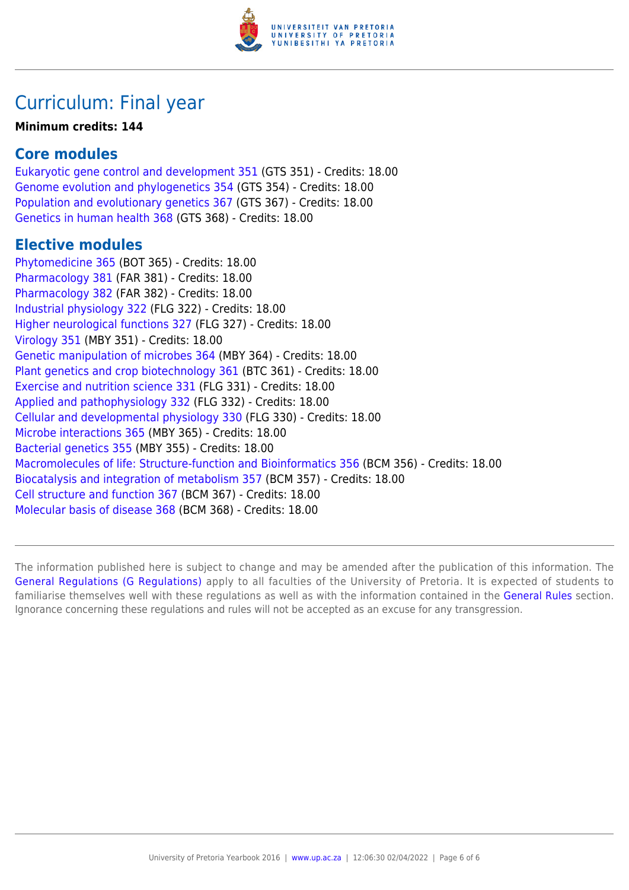# Curriculum: Final year

**Minimum credits: 144**

## Core modules

Eukaryotic gene control and development 351 (GTS 351) - Credits: 18.00
Genome evolution and phylogenetics 354 (GTS 354) - Credits: 18.00
Population and evolutionary genetics 367 (GTS 367) - Credits: 18.00
Genetics in human health 368 (GTS 368) - Credits: 18.00

## Elective modules

Phytomedicine 365 (BOT 365) - Credits: 18.00
Pharmacology 381 (FAR 381) - Credits: 18.00
Pharmacology 382 (FAR 382) - Credits: 18.00
Industrial physiology 322 (FLG 322) - Credits: 18.00
Higher neurological functions 327 (FLG 327) - Credits: 18.00
Virology 351 (MBY 351) - Credits: 18.00
Genetic manipulation of microbes 364 (MBY 364) - Credits: 18.00
Plant genetics and crop biotechnology 361 (BTC 361) - Credits: 18.00
Exercise and nutrition science 331 (FLG 331) - Credits: 18.00
Applied and pathophysiology 332 (FLG 332) - Credits: 18.00
Cellular and developmental physiology 330 (FLG 330) - Credits: 18.00
Microbe interactions 365 (MBY 365) - Credits: 18.00
Bacterial genetics 355 (MBY 355) - Credits: 18.00
Macromolecules of life: Structure-function and Bioinformatics 356 (BCM 356) - Credits: 18.00
Biocatalysis and integration of metabolism 357 (BCM 357) - Credits: 18.00
Cell structure and function 367 (BCM 367) - Credits: 18.00
Molecular basis of disease 368 (BCM 368) - Credits: 18.00

---

The information published here is subject to change and may be amended after the publication of this information. The General Regulations (G Regulations) apply to all faculties of the University of Pretoria. It is expected of students to familiarise themselves well with these regulations as well as with the information contained in the General Rules section. Ignorance concerning these regulations and rules will not be accepted as an excuse for any transgression.